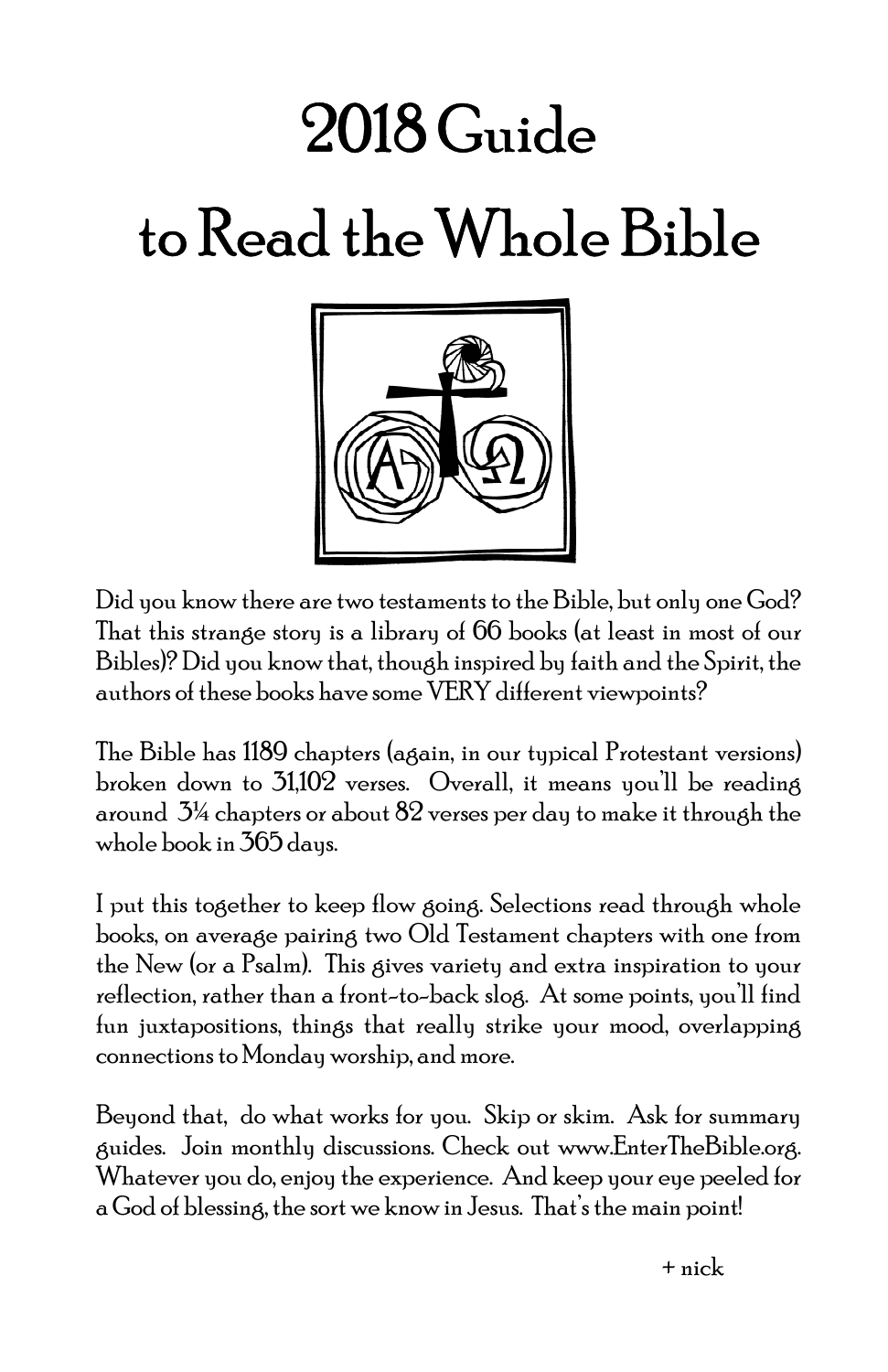# 2018 Guide to Read the Whole Bible

Did you know there are two testaments to the Bible, but only one God? That this strange story is a library of 66 books (at least in most of our Bibles)? Did you know that, though inspired by faith and the Spirit, the authors of these books have some VERY different viewpoints?

The Bible has 1189 chapters (again, in our typical Protestant versions) broken down to 31,102 verses. Overall, it means you'll be reading around 3¼ chapters or about 82 verses per day to make it through the whole book in 365 days.

I put this together to keep flow going. Selections read through whole books, on average pairing two Old Testament chapters with one from the New (or a Psalm). This gives variety and extra inspiration to your reflection, rather than a front-to-back slog. At some points, you'll find fun juxtapositions, things that really strike your mood, overlapping connections to Monday worship, and more.

Beyond that, do what works for you. Skip or skim. Ask for summary guides. Join monthly discussions. Check out www.EnterTheBible.org. Whatever you do, enjoy the experience. And keep your eye peeled for a God of blessing, the sort we know in Jesus. That's the main point!

+ nick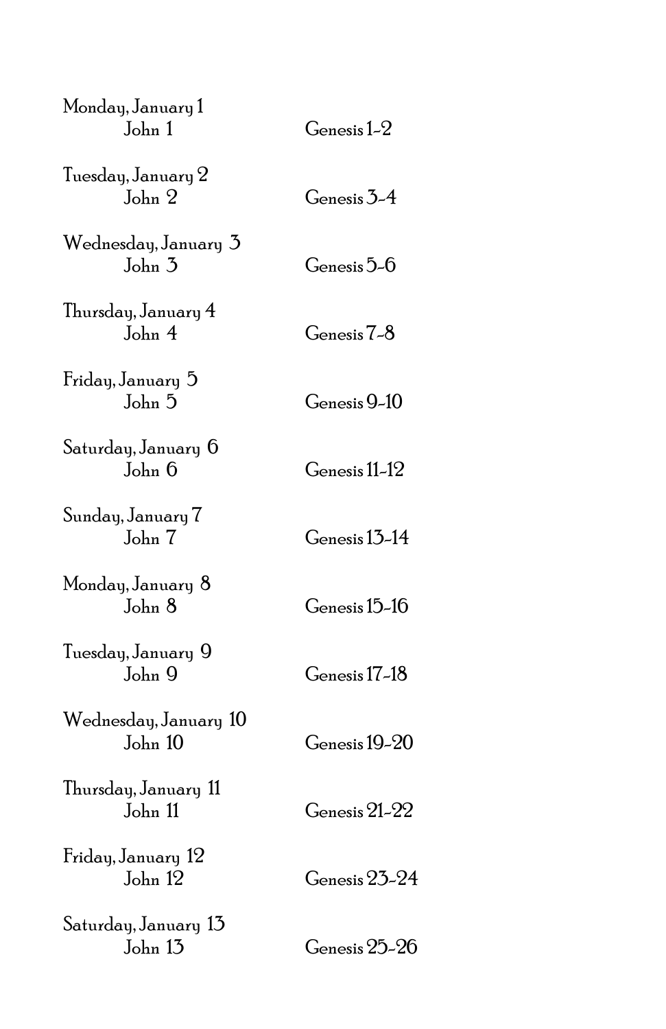Monday, January 1
John 1 Genesis 1-2

Tuesday, January 2
John 2 Genesis 3-4

Wednesday, January 3
John 3 Genesis 5-6

Thursday, January 4
John 4 Genesis 7-8

Friday, January 5
John 5 Genesis 9-10

Saturday, January 6
John 6 Genesis 11-12

Sunday, January 7
John 7 Genesis 13-14

Monday, January 8
John 8 Genesis 15-16

Tuesday, January 9
John 9 Genesis 17-18

Wednesday, January 10
John 10 Genesis 19-20

Thursday, January 11
John 11 Genesis 21-22

Friday, January 12
John 12 Genesis 23-24

Saturday, January 13
John 13 Genesis 25-26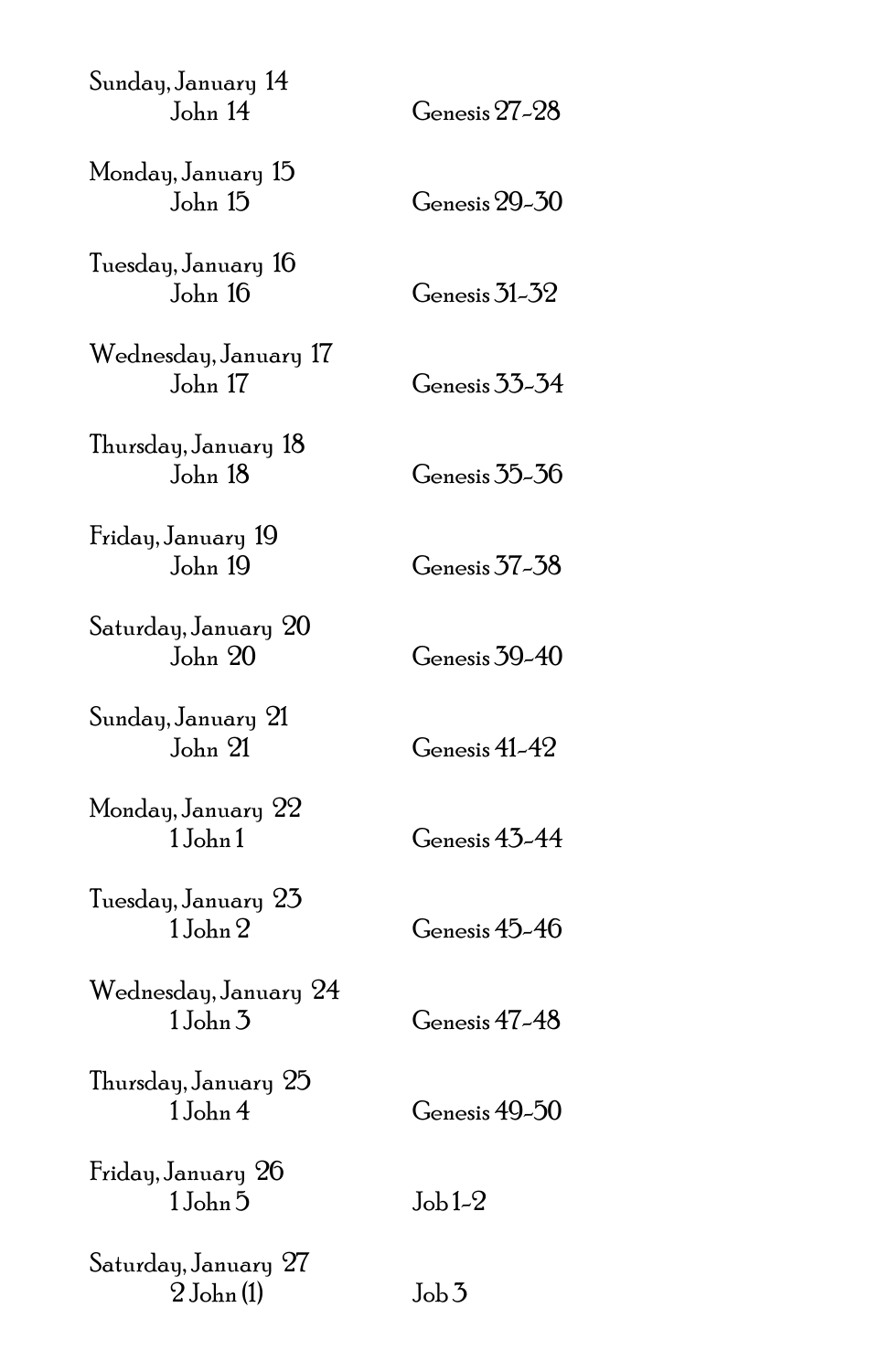Sunday, January 14
John 14 Genesis 27-28

Monday, January 15
John 15 Genesis 29-30

Tuesday, January 16
John 16 Genesis 31-32

Wednesday, January 17
John 17 Genesis 33-34

Thursday, January 18
John 18 Genesis 35-36

Friday, January 19
John 19 Genesis 37-38

Saturday, January 20
John 20 Genesis 39-40

Sunday, January 21
John 21 Genesis 41-42

Monday, January 22
1 John 1 Genesis 43-44

Tuesday, January 23
1 John 2 Genesis 45-46

Wednesday, January 24
1 John 3 Genesis 47-48

Thursday, January 25
1 John 4 Genesis 49-50

Friday, January 26
1 John 5 Job 1-2

Saturday, January 27
2 John (1) Job 3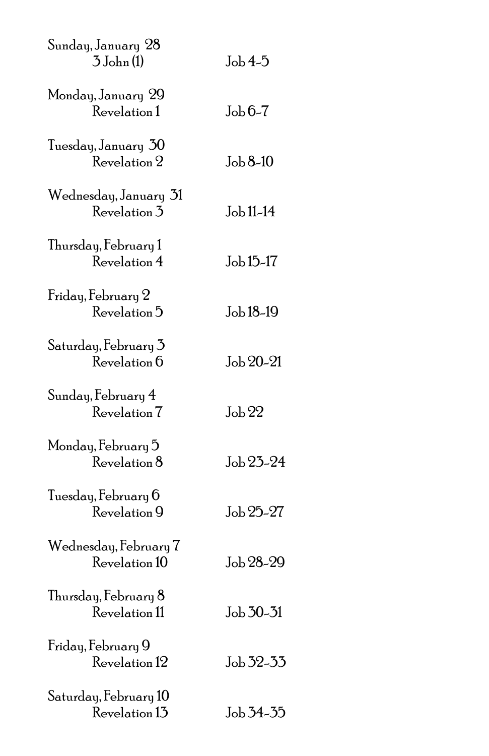Sunday, January 28
3 John (1) Job 4-5

Monday, January 29
Revelation 1 Job 6-7

Tuesday, January 30
Revelation 2 Job 8-10

Wednesday, January 31
Revelation 3 Job 11-14

Thursday, February 1
Revelation 4 Job 15-17

Friday, February 2
Revelation 5 Job 18-19

Saturday, February 3
Revelation 6 Job 20-21

Sunday, February 4
Revelation 7 Job 22

Monday, February 5
Revelation 8 Job 23-24

Tuesday, February 6
Revelation 9 Job 25-27

Wednesday, February 7
Revelation 10 Job 28-29

Thursday, February 8
Revelation 11 Job 30-31

Friday, February 9
Revelation 12 Job 32-33

Saturday, February 10
Revelation 13 Job 34-35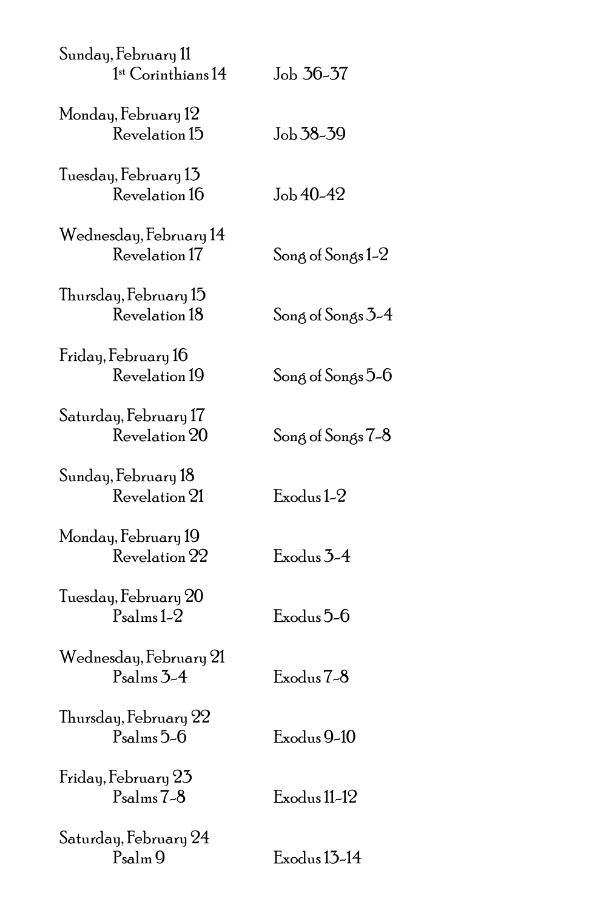Sunday, February 11
1st Corinthians 14 Job 36-37

Monday, February 12
Revelation 15 Job 38-39

Tuesday, February 13
Revelation 16 Job 40-42

Wednesday, February 14
Revelation 17 Song of Songs 1-2

Thursday, February 15
Revelation 18 Song of Songs 3-4

Friday, February 16
Revelation 19 Song of Songs 5-6

Saturday, February 17
Revelation 20 Song of Songs 7-8

Sunday, February 18
Revelation 21 Exodus 1-2

Monday, February 19
Revelation 22 Exodus 3-4

Tuesday, February 20
Psalms 1-2 Exodus 5-6

Wednesday, February 21
Psalms 3-4 Exodus 7-8

Thursday, February 22
Psalms 5-6 Exodus 9-10

Friday, February 23
Psalms 7-8 Exodus 11-12

Saturday, February 24
Psalm 9 Exodus 13-14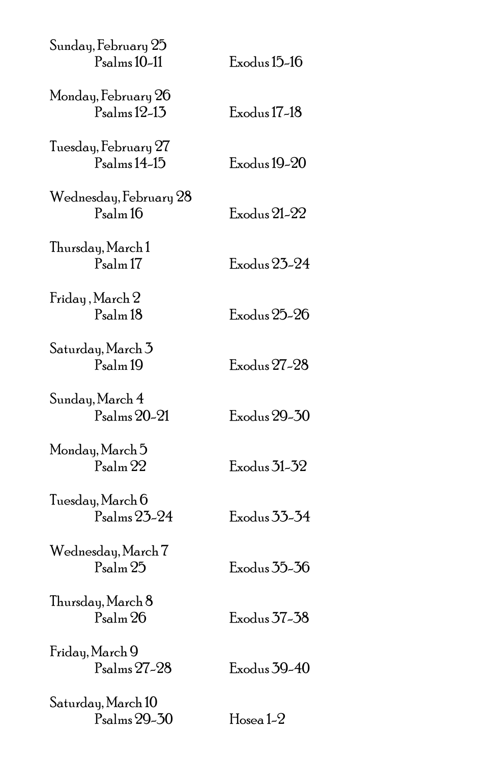Sunday, February 25
Psalms 10-11 Exodus 15-16

Monday, February 26
Psalms 12-13 Exodus 17-18

Tuesday, February 27
Psalms 14-15 Exodus 19-20

Wednesday, February 28
Psalm 16 Exodus 21-22

Thursday, March 1
Psalm 17 Exodus 23-24

Friday , March 2
Psalm 18 Exodus 25-26

Saturday, March 3
Psalm 19 Exodus 27-28

Sunday, March 4
Psalms 20-21 Exodus 29-30

Monday, March 5
Psalm 22 Exodus 31-32

Tuesday, March 6
Psalms 23-24 Exodus 33-34

Wednesday, March 7
Psalm 25 Exodus 35-36

Thursday, March 8
Psalm 26 Exodus 37-38

Friday, March 9
Psalms 27-28 Exodus 39-40

Saturday, March 10
Psalms 29-30 Hosea 1-2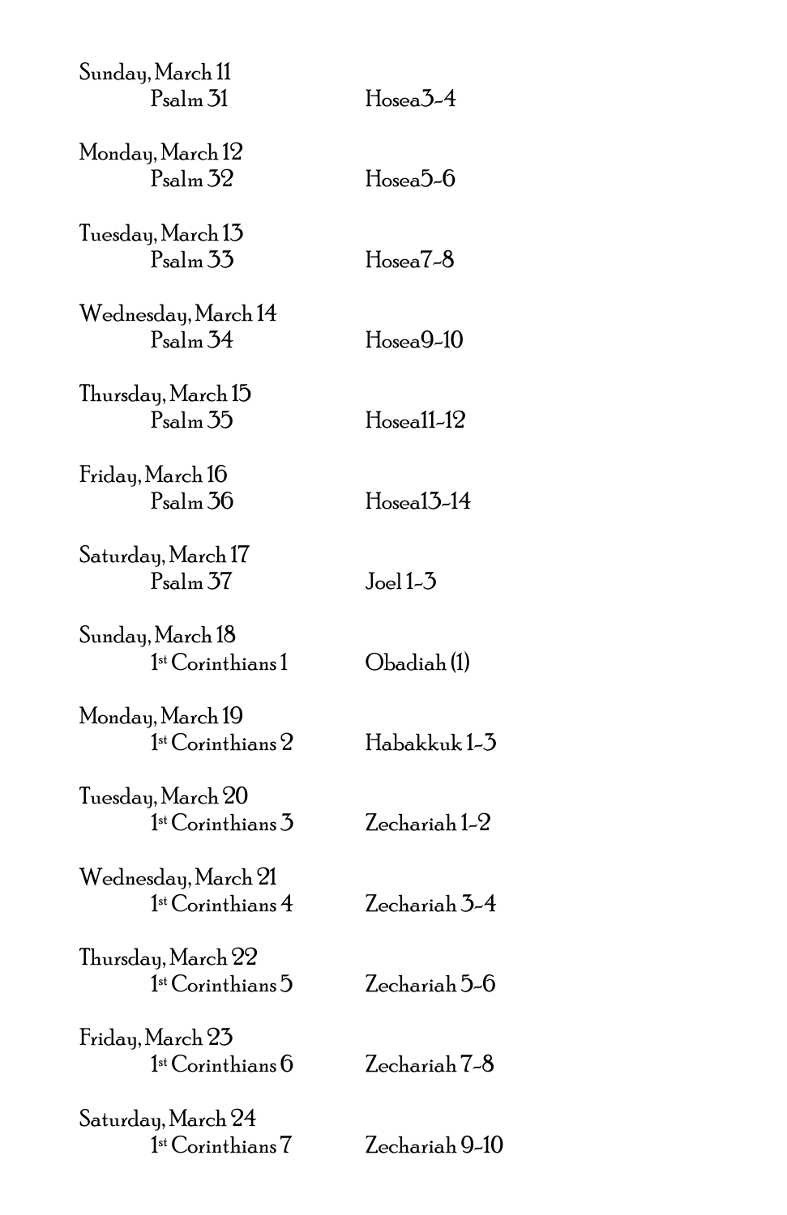Sunday, March 11
Psalm 31 Hosea3-4

Monday, March 12
Psalm 32 Hosea5-6

Tuesday, March 13
Psalm 33 Hosea7-8

Wednesday, March 14
Psalm 34 Hosea9-10

Thursday, March 15
Psalm 35 Hosea11-12

Friday, March 16
Psalm 36 Hosea13-14

Saturday, March 17
Psalm 37 Joel 1-3

Sunday, March 18
1st Corinthians 1 Obadiah (1)

Monday, March 19
1st Corinthians 2 Habakkuk 1-3

Tuesday, March 20
1st Corinthians 3 Zechariah 1-2

Wednesday, March 21
1st Corinthians 4 Zechariah 3-4

Thursday, March 22
1st Corinthians 5 Zechariah 5-6

Friday, March 23
1st Corinthians 6 Zechariah 7-8

Saturday, March 24
1st Corinthians 7 Zechariah 9-10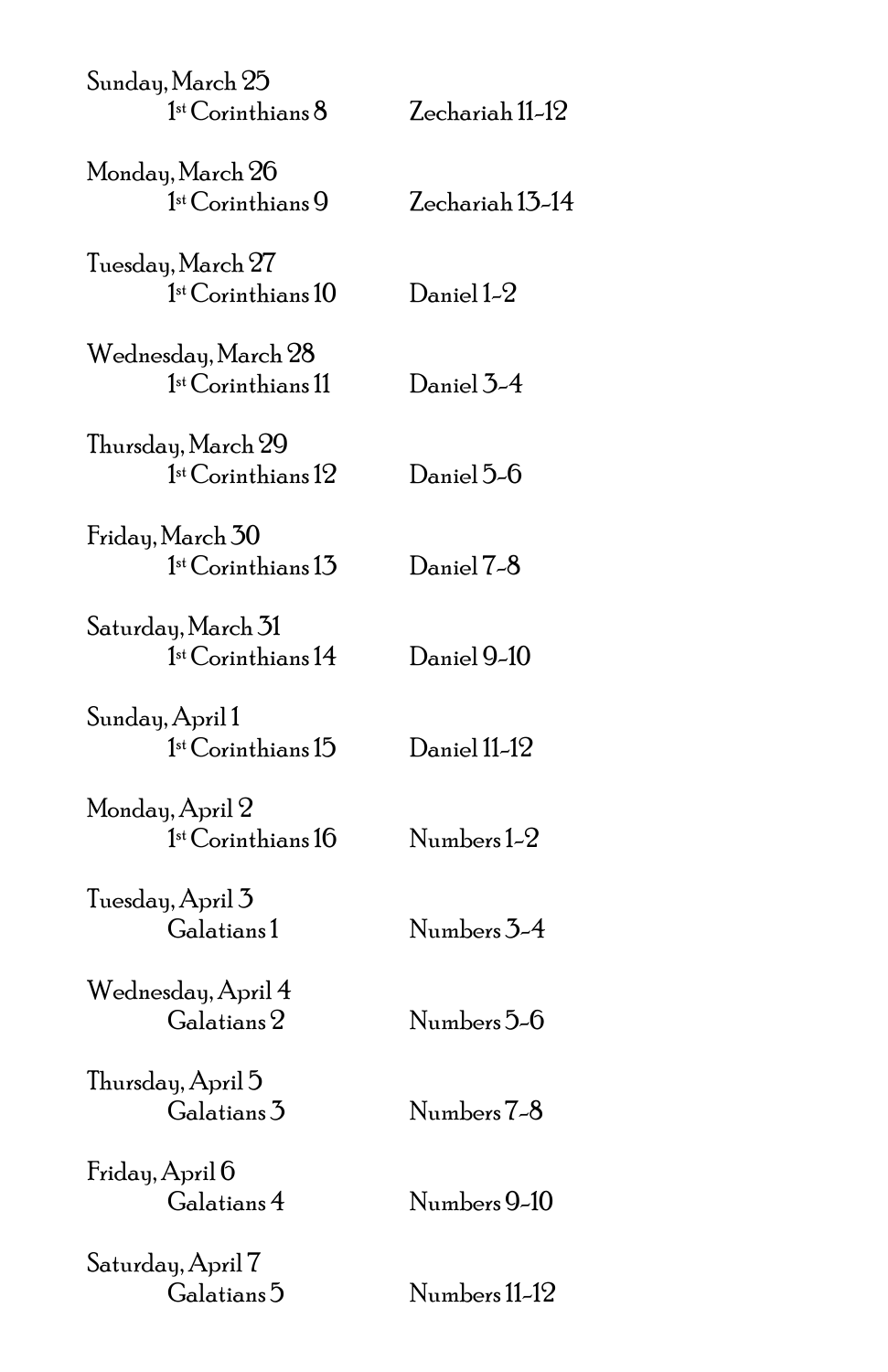Sunday, March 25
1st Corinthians 8 — Zechariah 11-12

Monday, March 26
1st Corinthians 9 — Zechariah 13-14

Tuesday, March 27
1st Corinthians 10 — Daniel 1-2

Wednesday, March 28
1st Corinthians 11 — Daniel 3-4

Thursday, March 29
1st Corinthians 12 — Daniel 5-6

Friday, March 30
1st Corinthians 13 — Daniel 7-8

Saturday, March 31
1st Corinthians 14 — Daniel 9-10

Sunday, April 1
1st Corinthians 15 — Daniel 11-12

Monday, April 2
1st Corinthians 16 — Numbers 1-2

Tuesday, April 3
Galatians 1 — Numbers 3-4

Wednesday, April 4
Galatians 2 — Numbers 5-6

Thursday, April 5
Galatians 3 — Numbers 7-8

Friday, April 6
Galatians 4 — Numbers 9-10

Saturday, April 7
Galatians 5 — Numbers 11-12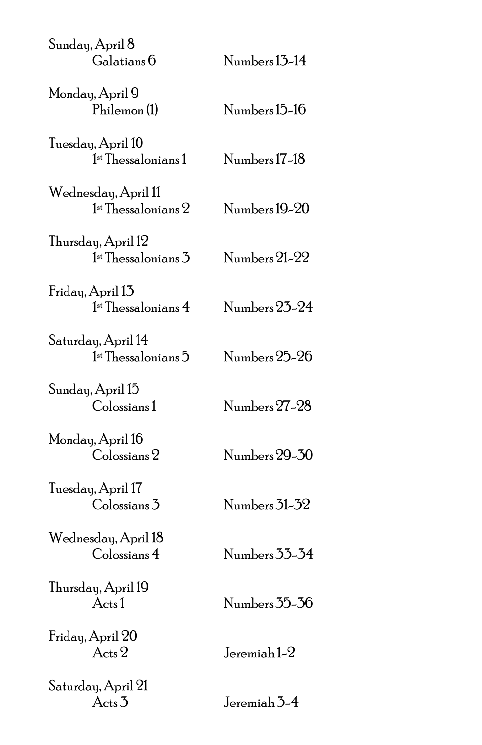Sunday, April 8

Galatians 6 — Numbers 13-14

Monday, April 9

Philemon (1) — Numbers 15-16

Tuesday, April 10

1st Thessalonians 1 — Numbers 17-18

Wednesday, April 11

1st Thessalonians 2 — Numbers 19-20

Thursday, April 12

1st Thessalonians 3 — Numbers 21-22

Friday, April 13

1st Thessalonians 4 — Numbers 23-24

Saturday, April 14

1st Thessalonians 5 — Numbers 25-26

Sunday, April 15

Colossians 1 — Numbers 27-28

Monday, April 16

Colossians 2 — Numbers 29-30

Tuesday, April 17

Colossians 3 — Numbers 31-32

Wednesday, April 18

Colossians 4 — Numbers 33-34

Thursday, April 19

Acts 1 — Numbers 35-36

Friday, April 20

Acts 2 — Jeremiah 1-2

Saturday, April 21

Acts 3 — Jeremiah 3-4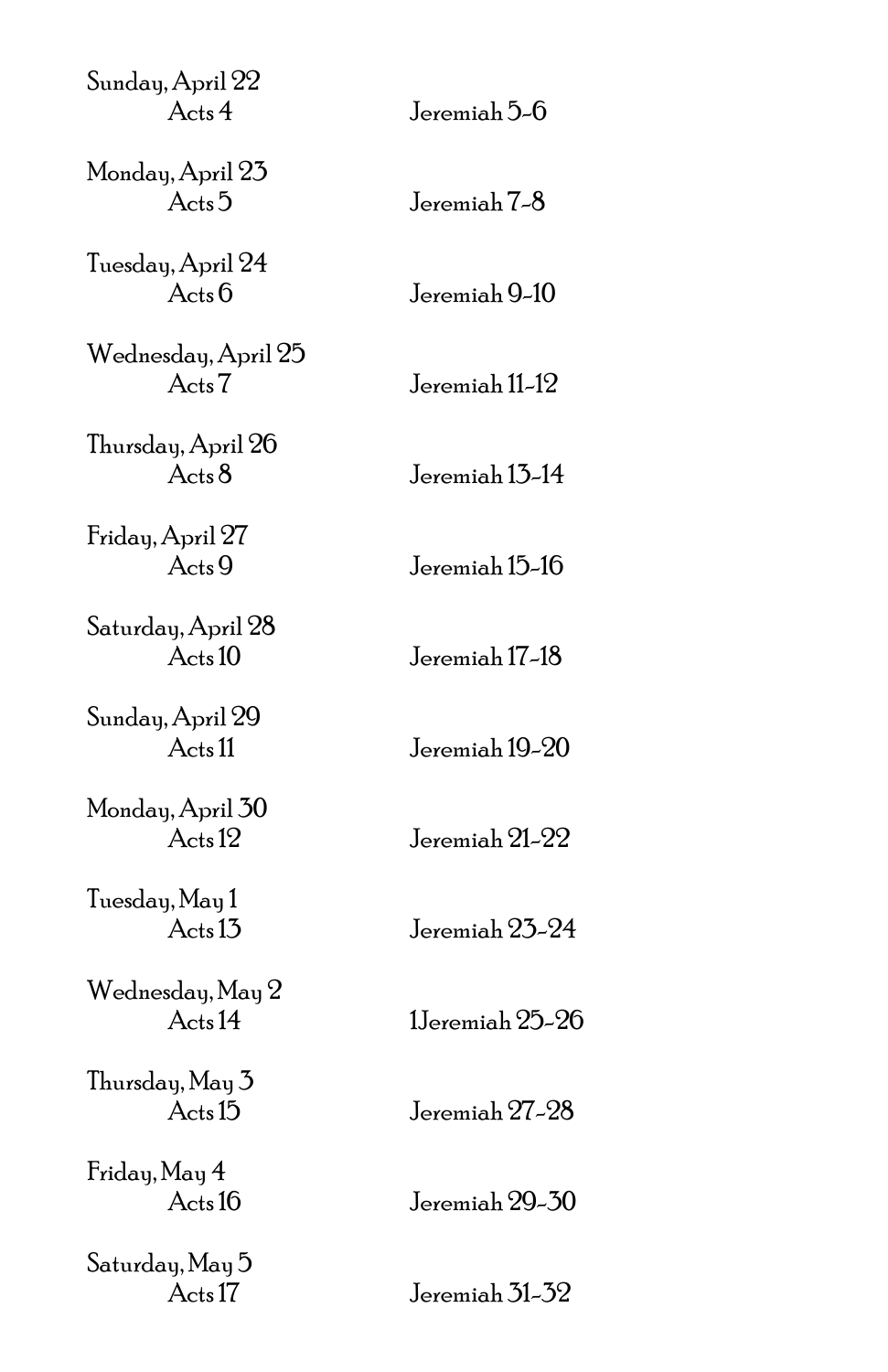Sunday, April 22
Acts 4 Jeremiah 5-6

Monday, April 23
Acts 5 Jeremiah 7-8

Tuesday, April 24
Acts 6 Jeremiah 9-10

Wednesday, April 25
Acts 7 Jeremiah 11-12

Thursday, April 26
Acts 8 Jeremiah 13-14

Friday, April 27
Acts 9 Jeremiah 15-16

Saturday, April 28
Acts 10 Jeremiah 17-18

Sunday, April 29
Acts 11 Jeremiah 19-20

Monday, April 30
Acts 12 Jeremiah 21-22

Tuesday, May 1
Acts 13 Jeremiah 23-24

Wednesday, May 2
Acts 14 1Jeremiah 25-26

Thursday, May 3
Acts 15 Jeremiah 27-28

Friday, May 4
Acts 16 Jeremiah 29-30

Saturday, May 5
Acts 17 Jeremiah 31-32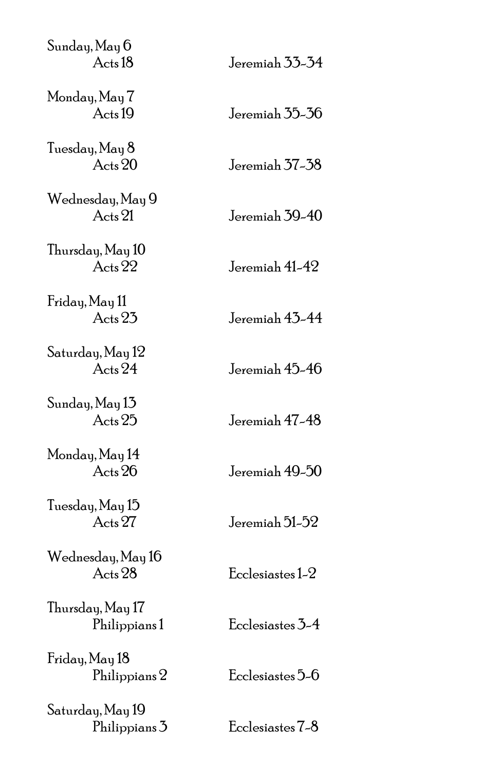Sunday, May 6
    Acts 18    Jeremiah 33-34

Monday, May 7
    Acts 19    Jeremiah 35-36

Tuesday, May 8
    Acts 20    Jeremiah 37-38

Wednesday, May 9
    Acts 21    Jeremiah 39-40

Thursday, May 10
    Acts 22    Jeremiah 41-42

Friday, May 11
    Acts 23    Jeremiah 43-44

Saturday, May 12
    Acts 24    Jeremiah 45-46

Sunday, May 13
    Acts 25    Jeremiah 47-48

Monday, May 14
    Acts 26    Jeremiah 49-50

Tuesday, May 15
    Acts 27    Jeremiah 51-52

Wednesday, May 16
    Acts 28    Ecclesiastes 1-2

Thursday, May 17
    Philippians 1    Ecclesiastes 3-4

Friday, May 18
    Philippians 2    Ecclesiastes 5-6

Saturday, May 19
    Philippians 3    Ecclesiastes 7-8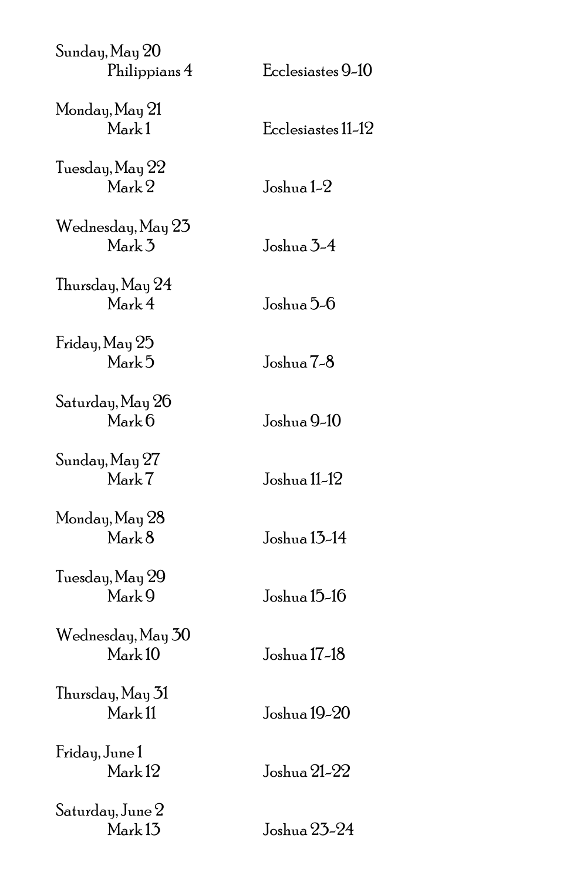Sunday, May 20
Philippians 4 Ecclesiastes 9-10

Monday, May 21
Mark 1 Ecclesiastes 11-12

Tuesday, May 22
Mark 2 Joshua 1-2

Wednesday, May 23
Mark 3 Joshua 3-4

Thursday, May 24
Mark 4 Joshua 5-6

Friday, May 25
Mark 5 Joshua 7-8

Saturday, May 26
Mark 6 Joshua 9-10

Sunday, May 27
Mark 7 Joshua 11-12

Monday, May 28
Mark 8 Joshua 13-14

Tuesday, May 29
Mark 9 Joshua 15-16

Wednesday, May 30
Mark 10 Joshua 17-18

Thursday, May 31
Mark 11 Joshua 19-20

Friday, June 1
Mark 12 Joshua 21-22

Saturday, June 2
Mark 13 Joshua 23-24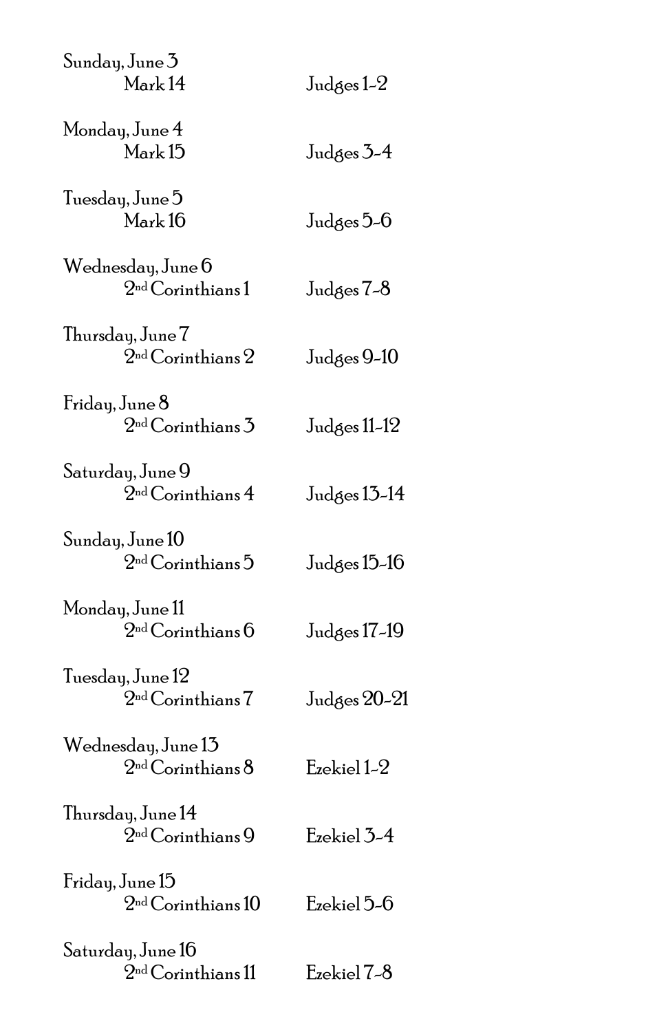Sunday, June 3
    Mark 14    Judges 1-2

Monday, June 4
    Mark 15    Judges 3-4

Tuesday, June 5
    Mark 16    Judges 5-6

Wednesday, June 6
    2nd Corinthians 1    Judges 7-8

Thursday, June 7
    2nd Corinthians 2    Judges 9-10

Friday, June 8
    2nd Corinthians 3    Judges 11-12

Saturday, June 9
    2nd Corinthians 4    Judges 13-14

Sunday, June 10
    2nd Corinthians 5    Judges 15-16

Monday, June 11
    2nd Corinthians 6    Judges 17-19

Tuesday, June 12
    2nd Corinthians 7    Judges 20-21

Wednesday, June 13
    2nd Corinthians 8    Ezekiel 1-2

Thursday, June 14
    2nd Corinthians 9    Ezekiel 3-4

Friday, June 15
    2nd Corinthians 10    Ezekiel 5-6

Saturday, June 16
    2nd Corinthians 11    Ezekiel 7-8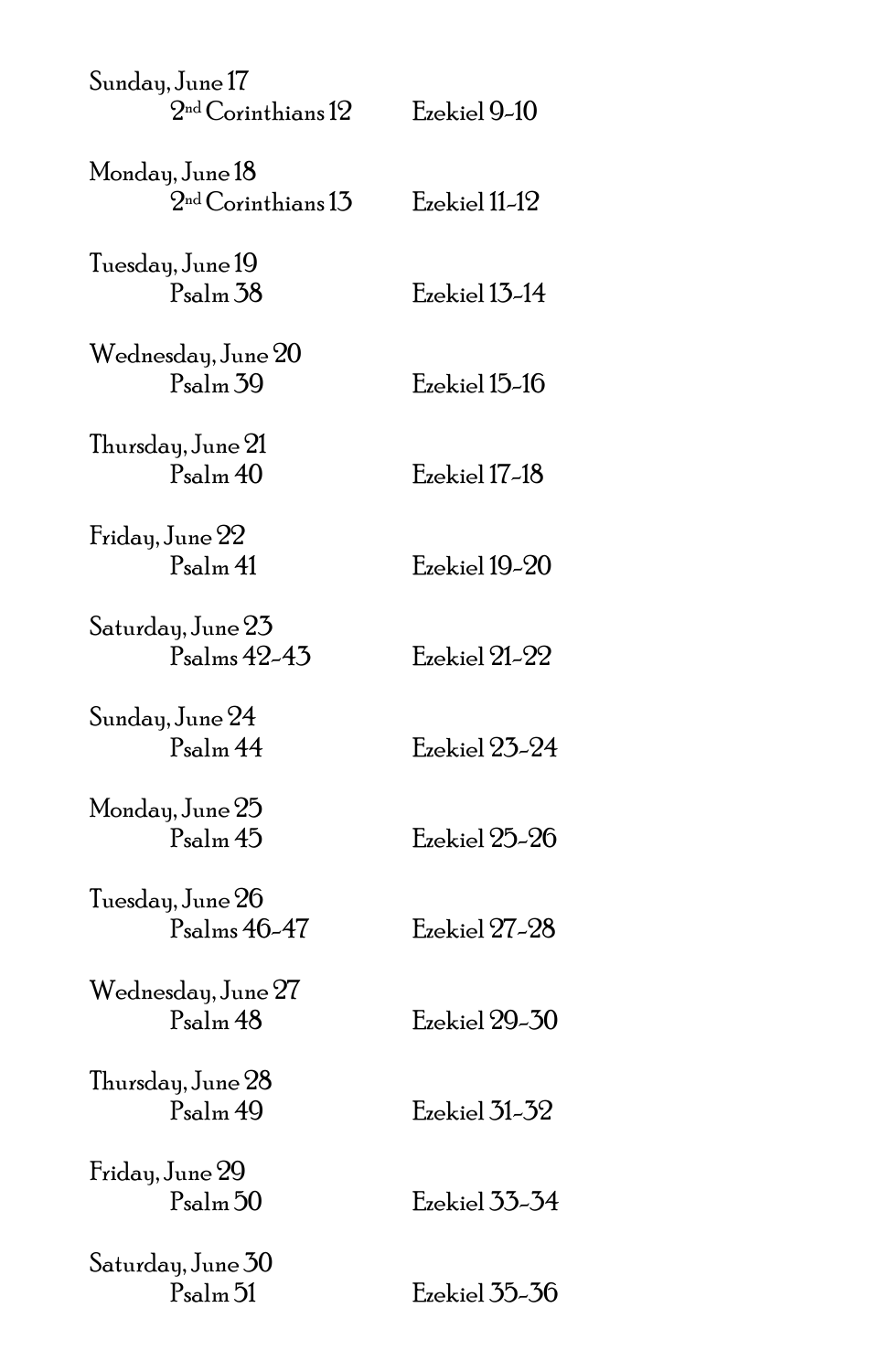Sunday, June 17
2nd Corinthians 12 Ezekiel 9-10

Monday, June 18
2nd Corinthians 13 Ezekiel 11-12

Tuesday, June 19
Psalm 38 Ezekiel 13-14

Wednesday, June 20
Psalm 39 Ezekiel 15-16

Thursday, June 21
Psalm 40 Ezekiel 17-18

Friday, June 22
Psalm 41 Ezekiel 19-20

Saturday, June 23
Psalms 42-43 Ezekiel 21-22

Sunday, June 24
Psalm 44 Ezekiel 23-24

Monday, June 25
Psalm 45 Ezekiel 25-26

Tuesday, June 26
Psalms 46-47 Ezekiel 27-28

Wednesday, June 27
Psalm 48 Ezekiel 29-30

Thursday, June 28
Psalm 49 Ezekiel 31-32

Friday, June 29
Psalm 50 Ezekiel 33-34

Saturday, June 30
Psalm 51 Ezekiel 35-36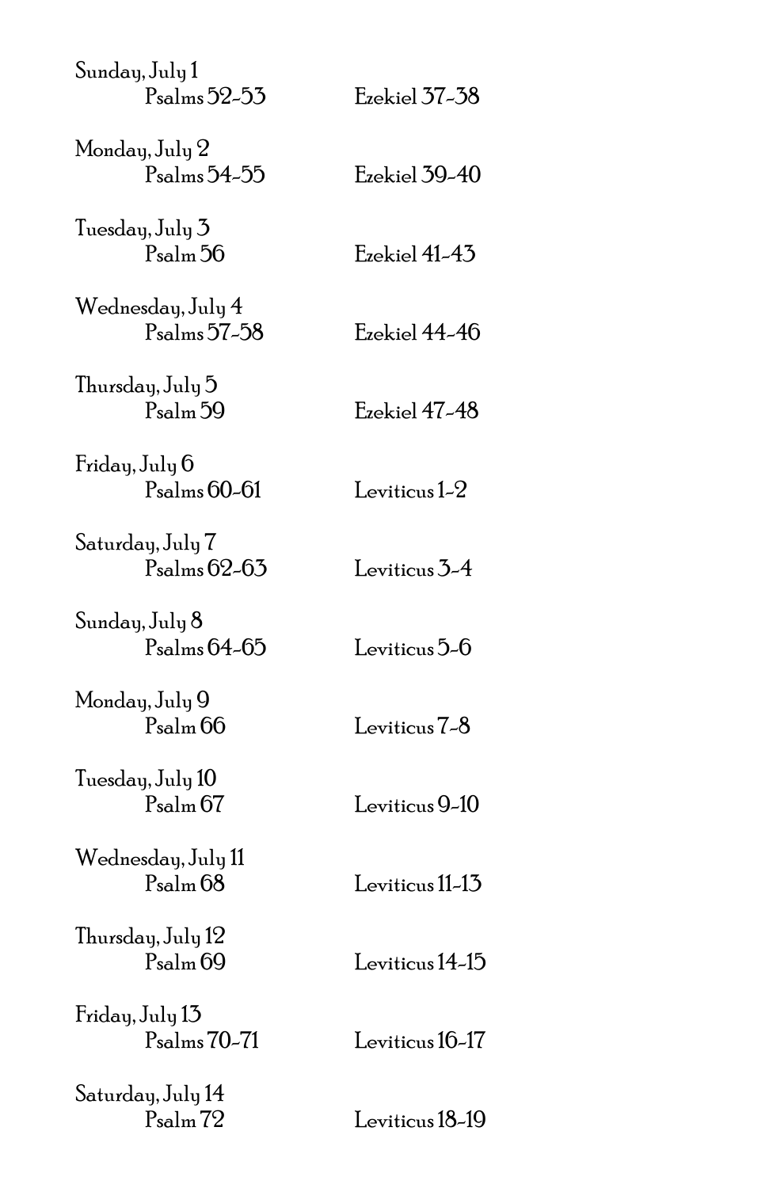Sunday, July 1
Psalms 52-53 Ezekiel 37-38

Monday, July 2
Psalms 54-55 Ezekiel 39-40

Tuesday, July 3
Psalm 56 Ezekiel 41-43

Wednesday, July 4
Psalms 57-58 Ezekiel 44-46

Thursday, July 5
Psalm 59 Ezekiel 47-48

Friday, July 6
Psalms 60-61 Leviticus 1-2

Saturday, July 7
Psalms 62-63 Leviticus 3-4

Sunday, July 8
Psalms 64-65 Leviticus 5-6

Monday, July 9
Psalm 66 Leviticus 7-8

Tuesday, July 10
Psalm 67 Leviticus 9-10

Wednesday, July 11
Psalm 68 Leviticus 11-13

Thursday, July 12
Psalm 69 Leviticus 14-15

Friday, July 13
Psalms 70-71 Leviticus 16-17

Saturday, July 14
Psalm 72 Leviticus 18-19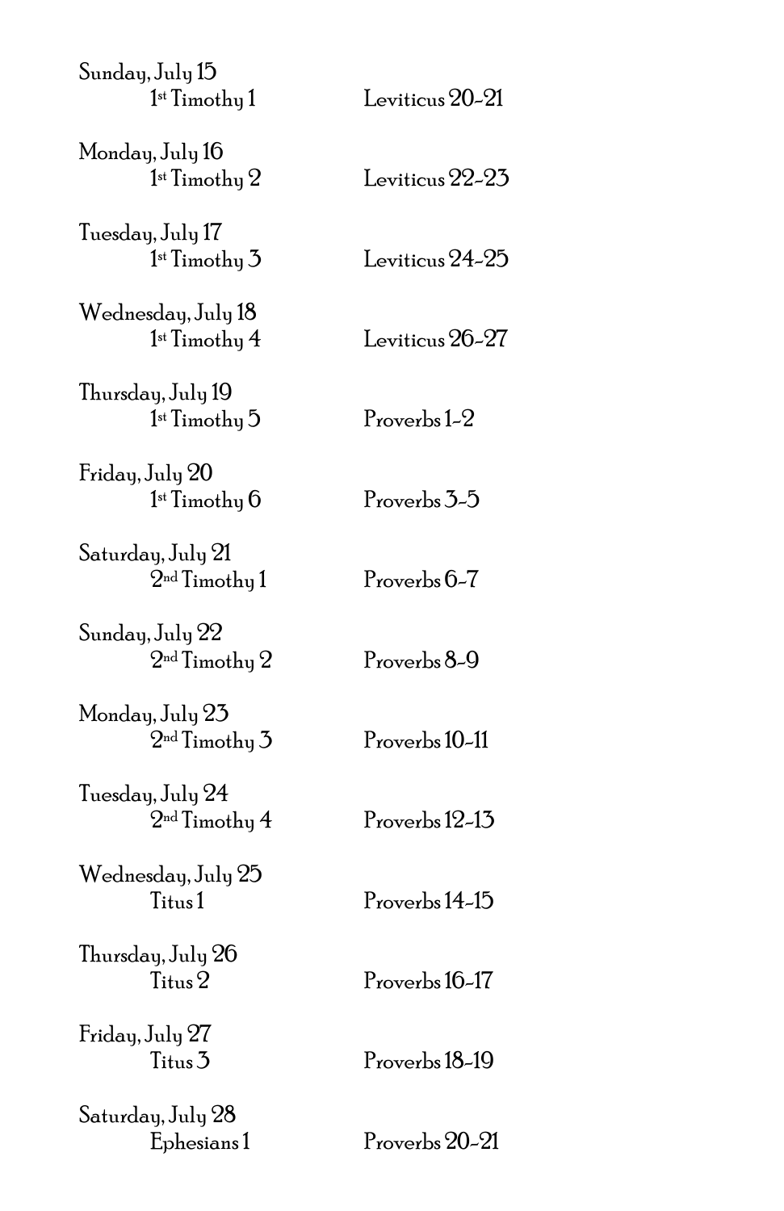Sunday, July 15
1st Timothy 1 — Leviticus 20-21

Monday, July 16
1st Timothy 2 — Leviticus 22-23

Tuesday, July 17
1st Timothy 3 — Leviticus 24-25

Wednesday, July 18
1st Timothy 4 — Leviticus 26-27

Thursday, July 19
1st Timothy 5 — Proverbs 1-2

Friday, July 20
1st Timothy 6 — Proverbs 3-5

Saturday, July 21
2nd Timothy 1 — Proverbs 6-7

Sunday, July 22
2nd Timothy 2 — Proverbs 8-9

Monday, July 23
2nd Timothy 3 — Proverbs 10-11

Tuesday, July 24
2nd Timothy 4 — Proverbs 12-13

Wednesday, July 25
Titus 1 — Proverbs 14-15

Thursday, July 26
Titus 2 — Proverbs 16-17

Friday, July 27
Titus 3 — Proverbs 18-19

Saturday, July 28
Ephesians 1 — Proverbs 20-21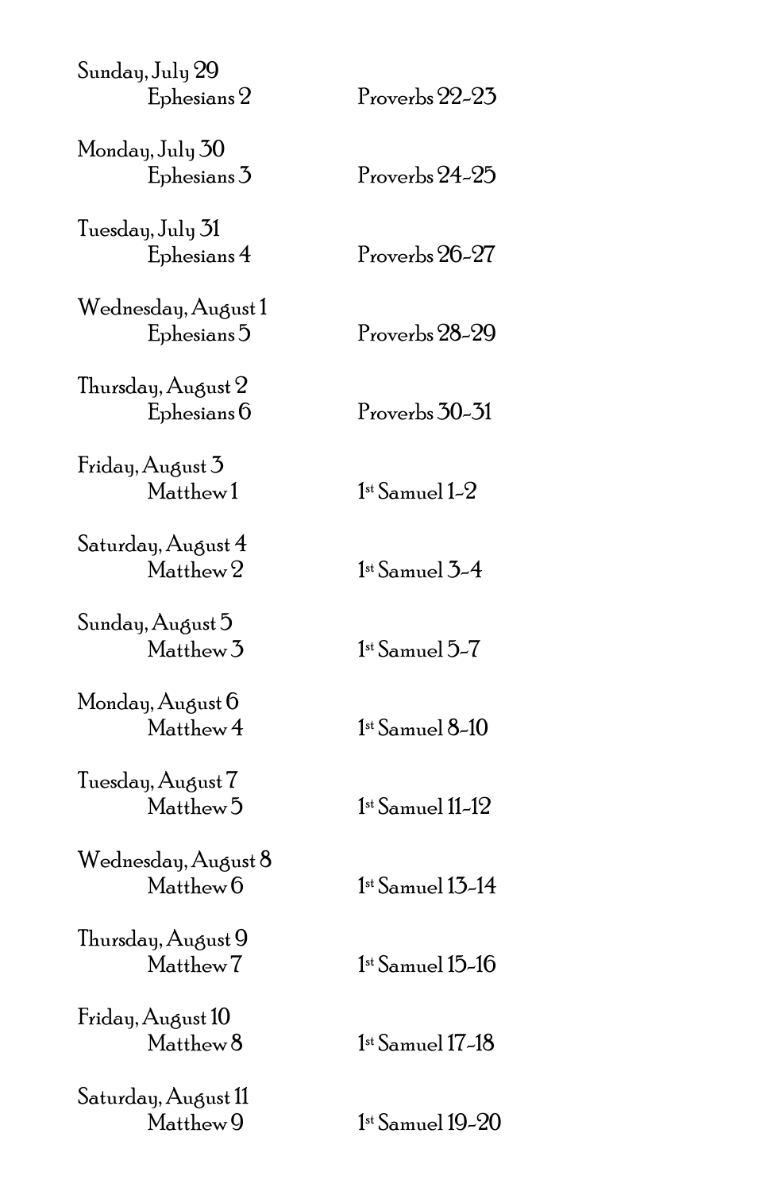Sunday, July 29
Ephesians 2 Proverbs 22-23

Monday, July 30
Ephesians 3 Proverbs 24-25

Tuesday, July 31
Ephesians 4 Proverbs 26-27

Wednesday, August 1
Ephesians 5 Proverbs 28-29

Thursday, August 2
Ephesians 6 Proverbs 30-31

Friday, August 3
Matthew 1 1st Samuel 1-2

Saturday, August 4
Matthew 2 1st Samuel 3-4

Sunday, August 5
Matthew 3 1st Samuel 5-7

Monday, August 6
Matthew 4 1st Samuel 8-10

Tuesday, August 7
Matthew 5 1st Samuel 11-12

Wednesday, August 8
Matthew 6 1st Samuel 13-14

Thursday, August 9
Matthew 7 1st Samuel 15-16

Friday, August 10
Matthew 8 1st Samuel 17-18

Saturday, August 11
Matthew 9 1st Samuel 19-20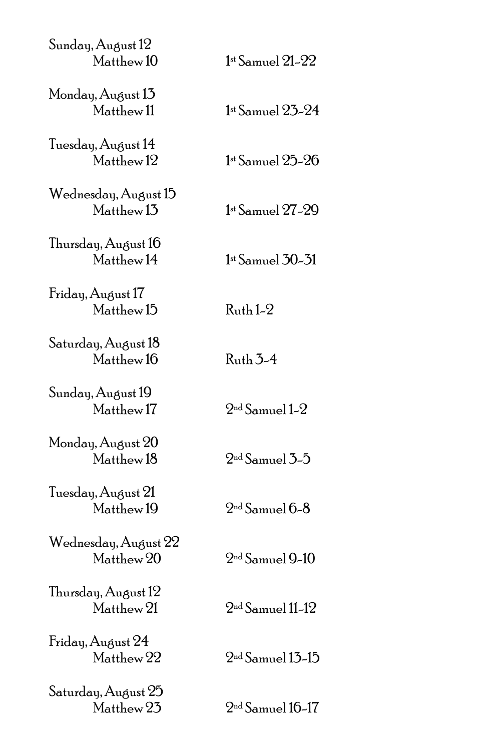Sunday, August 12
Matthew 10 — 1st Samuel 21-22

Monday, August 13
Matthew 11 — 1st Samuel 23-24

Tuesday, August 14
Matthew 12 — 1st Samuel 25-26

Wednesday, August 15
Matthew 13 — 1st Samuel 27-29

Thursday, August 16
Matthew 14 — 1st Samuel 30-31

Friday, August 17
Matthew 15 — Ruth 1-2

Saturday, August 18
Matthew 16 — Ruth 3-4

Sunday, August 19
Matthew 17 — 2nd Samuel 1-2

Monday, August 20
Matthew 18 — 2nd Samuel 3-5

Tuesday, August 21
Matthew 19 — 2nd Samuel 6-8

Wednesday, August 22
Matthew 20 — 2nd Samuel 9-10

Thursday, August 12
Matthew 21 — 2nd Samuel 11-12

Friday, August 24
Matthew 22 — 2nd Samuel 13-15

Saturday, August 25
Matthew 23 — 2nd Samuel 16-17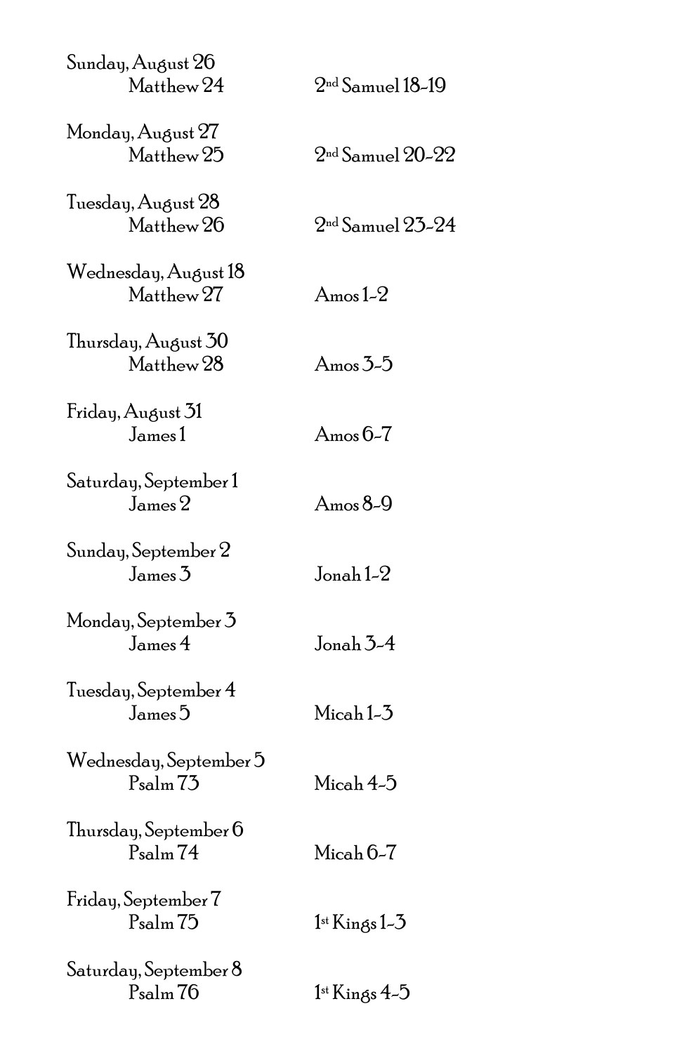Sunday, August 26
Matthew 24 — 2nd Samuel 18-19

Monday, August 27
Matthew 25 — 2nd Samuel 20-22

Tuesday, August 28
Matthew 26 — 2nd Samuel 23-24

Wednesday, August 18
Matthew 27 — Amos 1-2

Thursday, August 30
Matthew 28 — Amos 3-5

Friday, August 31
James 1 — Amos 6-7

Saturday, September 1
James 2 — Amos 8-9

Sunday, September 2
James 3 — Jonah 1-2

Monday, September 3
James 4 — Jonah 3-4

Tuesday, September 4
James 5 — Micah 1-3

Wednesday, September 5
Psalm 73 — Micah 4-5

Thursday, September 6
Psalm 74 — Micah 6-7

Friday, September 7
Psalm 75 — 1st Kings 1-3

Saturday, September 8
Psalm 76 — 1st Kings 4-5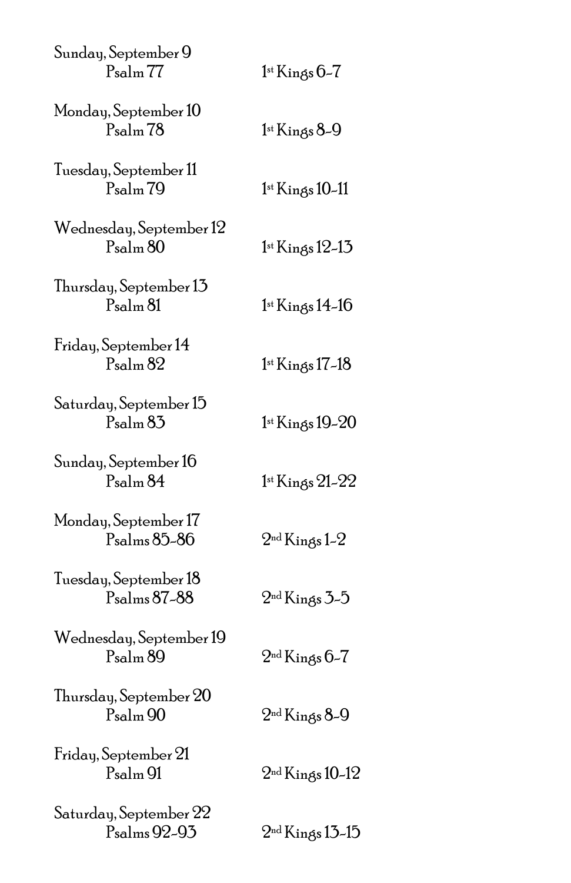Sunday, September 9
Psalm 77 — 1st Kings 6-7

Monday, September 10
Psalm 78 — 1st Kings 8-9

Tuesday, September 11
Psalm 79 — 1st Kings 10-11

Wednesday, September 12
Psalm 80 — 1st Kings 12-13

Thursday, September 13
Psalm 81 — 1st Kings 14-16

Friday, September 14
Psalm 82 — 1st Kings 17-18

Saturday, September 15
Psalm 83 — 1st Kings 19-20

Sunday, September 16
Psalm 84 — 1st Kings 21-22

Monday, September 17
Psalms 85-86 — 2nd Kings 1-2

Tuesday, September 18
Psalms 87-88 — 2nd Kings 3-5

Wednesday, September 19
Psalm 89 — 2nd Kings 6-7

Thursday, September 20
Psalm 90 — 2nd Kings 8-9

Friday, September 21
Psalm 91 — 2nd Kings 10-12

Saturday, September 22
Psalms 92-93 — 2nd Kings 13-15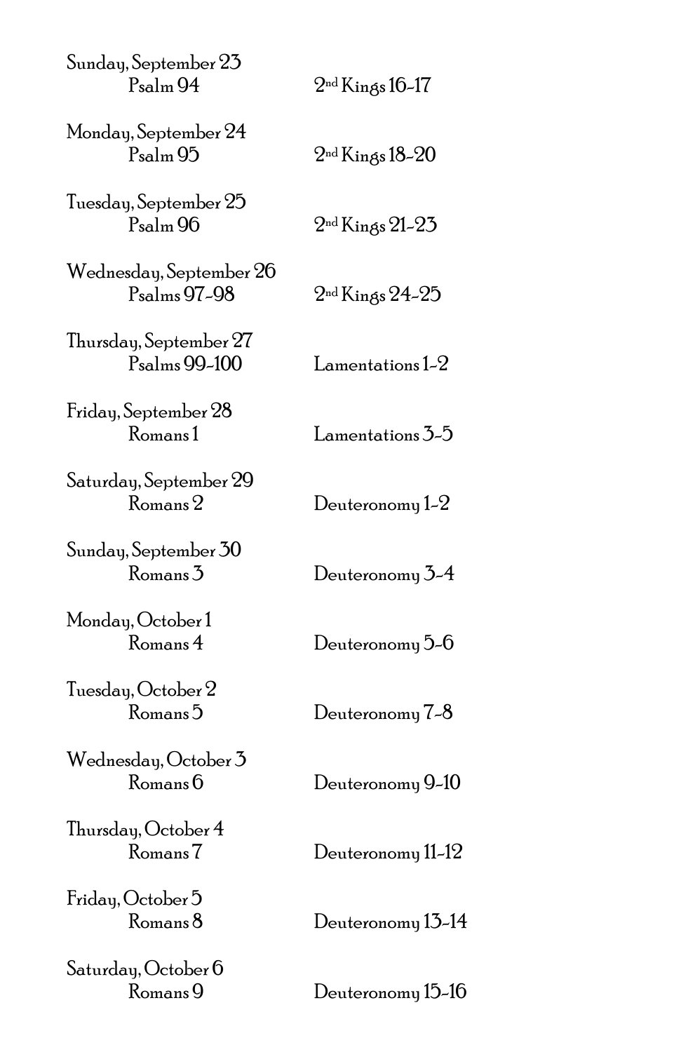Sunday, September 23
Psalm 94 — 2nd Kings 16-17

Monday, September 24
Psalm 95 — 2nd Kings 18-20

Tuesday, September 25
Psalm 96 — 2nd Kings 21-23

Wednesday, September 26
Psalms 97-98 — 2nd Kings 24-25

Thursday, September 27
Psalms 99-100 — Lamentations 1-2

Friday, September 28
Romans 1 — Lamentations 3-5

Saturday, September 29
Romans 2 — Deuteronomy 1-2

Sunday, September 30
Romans 3 — Deuteronomy 3-4

Monday, October 1
Romans 4 — Deuteronomy 5-6

Tuesday, October 2
Romans 5 — Deuteronomy 7-8

Wednesday, October 3
Romans 6 — Deuteronomy 9-10

Thursday, October 4
Romans 7 — Deuteronomy 11-12

Friday, October 5
Romans 8 — Deuteronomy 13-14

Saturday, October 6
Romans 9 — Deuteronomy 15-16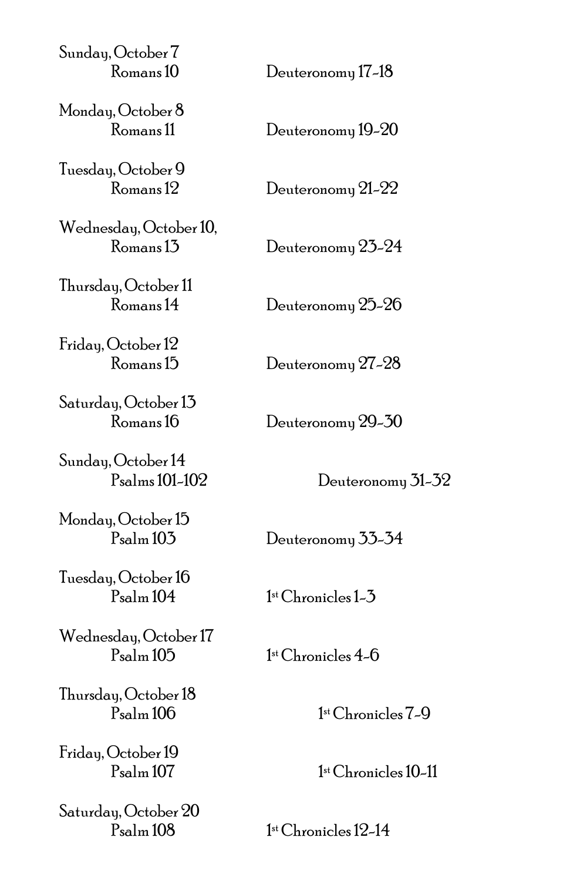Sunday, October 7
Romans 10 Deuteronomy 17-18

Monday, October 8
Romans 11 Deuteronomy 19-20

Tuesday, October 9
Romans 12 Deuteronomy 21-22

Wednesday, October 10,
Romans 13 Deuteronomy 23-24

Thursday, October 11
Romans 14 Deuteronomy 25-26

Friday, October 12
Romans 15 Deuteronomy 27-28

Saturday, October 13
Romans 16 Deuteronomy 29-30

Sunday, October 14
Psalms 101-102 Deuteronomy 31-32

Monday, October 15
Psalm 103 Deuteronomy 33-34

Tuesday, October 16
Psalm 104 1st Chronicles 1-3

Wednesday, October 17
Psalm 105 1st Chronicles 4-6

Thursday, October 18
Psalm 106 1st Chronicles 7-9

Friday, October 19
Psalm 107 1st Chronicles 10-11

Saturday, October 20
Psalm 108 1st Chronicles 12-14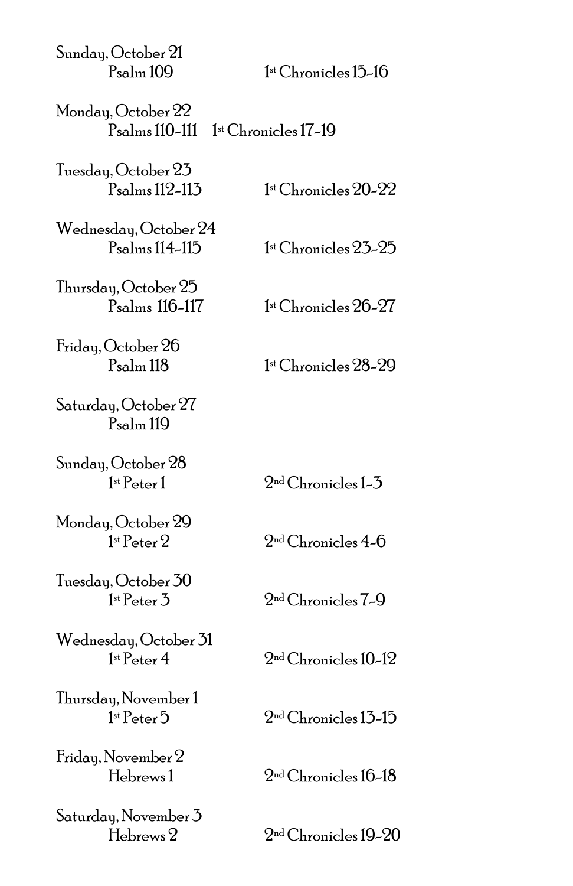Sunday, October 21
Psalm 109 — 1st Chronicles 15-16

Monday, October 22
Psalms 110-111 — 1st Chronicles 17-19

Tuesday, October 23
Psalms 112-113 — 1st Chronicles 20-22

Wednesday, October 24
Psalms 114-115 — 1st Chronicles 23-25

Thursday, October 25
Psalms 116-117 — 1st Chronicles 26-27

Friday, October 26
Psalm 118 — 1st Chronicles 28-29

Saturday, October 27
Psalm 119

Sunday, October 28
1st Peter 1 — 2nd Chronicles 1-3

Monday, October 29
1st Peter 2 — 2nd Chronicles 4-6

Tuesday, October 30
1st Peter 3 — 2nd Chronicles 7-9

Wednesday, October 31
1st Peter 4 — 2nd Chronicles 10-12

Thursday, November 1
1st Peter 5 — 2nd Chronicles 13-15

Friday, November 2
Hebrews 1 — 2nd Chronicles 16-18

Saturday, November 3
Hebrews 2 — 2nd Chronicles 19-20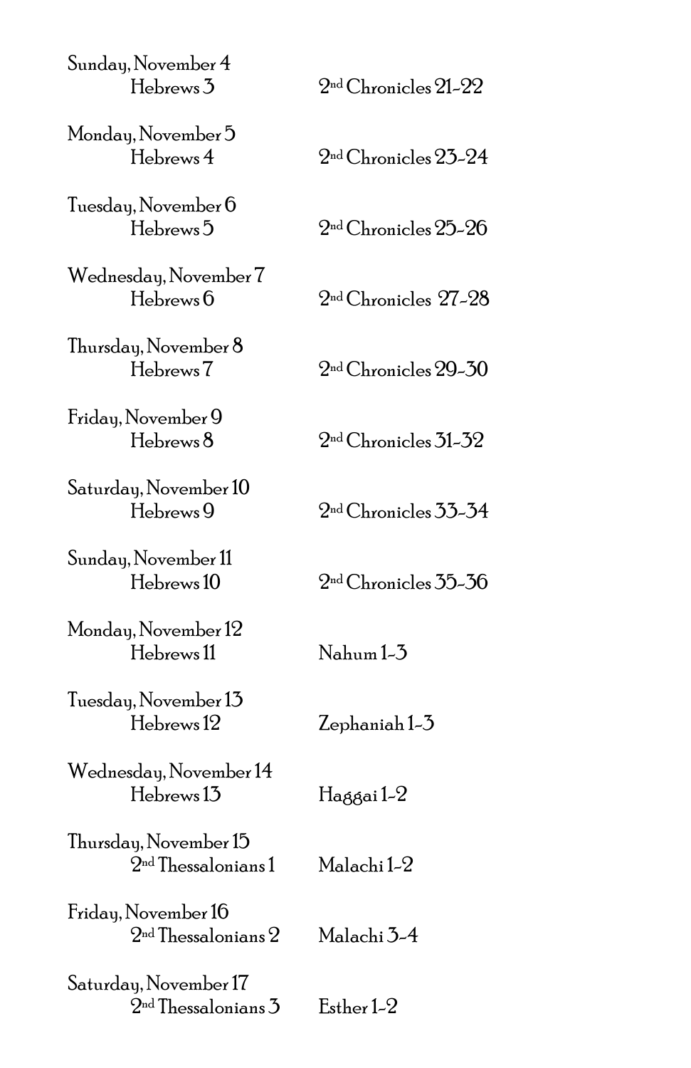Sunday, November 4
Hebrews 3 — 2nd Chronicles 21-22

Monday, November 5
Hebrews 4 — 2nd Chronicles 23-24

Tuesday, November 6
Hebrews 5 — 2nd Chronicles 25-26

Wednesday, November 7
Hebrews 6 — 2nd Chronicles 27-28

Thursday, November 8
Hebrews 7 — 2nd Chronicles 29-30

Friday, November 9
Hebrews 8 — 2nd Chronicles 31-32

Saturday, November 10
Hebrews 9 — 2nd Chronicles 33-34

Sunday, November 11
Hebrews 10 — 2nd Chronicles 35-36

Monday, November 12
Hebrews 11 — Nahum 1-3

Tuesday, November 13
Hebrews 12 — Zephaniah 1-3

Wednesday, November 14
Hebrews 13 — Haggai 1-2

Thursday, November 15
2nd Thessalonians 1 — Malachi 1-2

Friday, November 16
2nd Thessalonians 2 — Malachi 3-4

Saturday, November 17
2nd Thessalonians 3 — Esther 1-2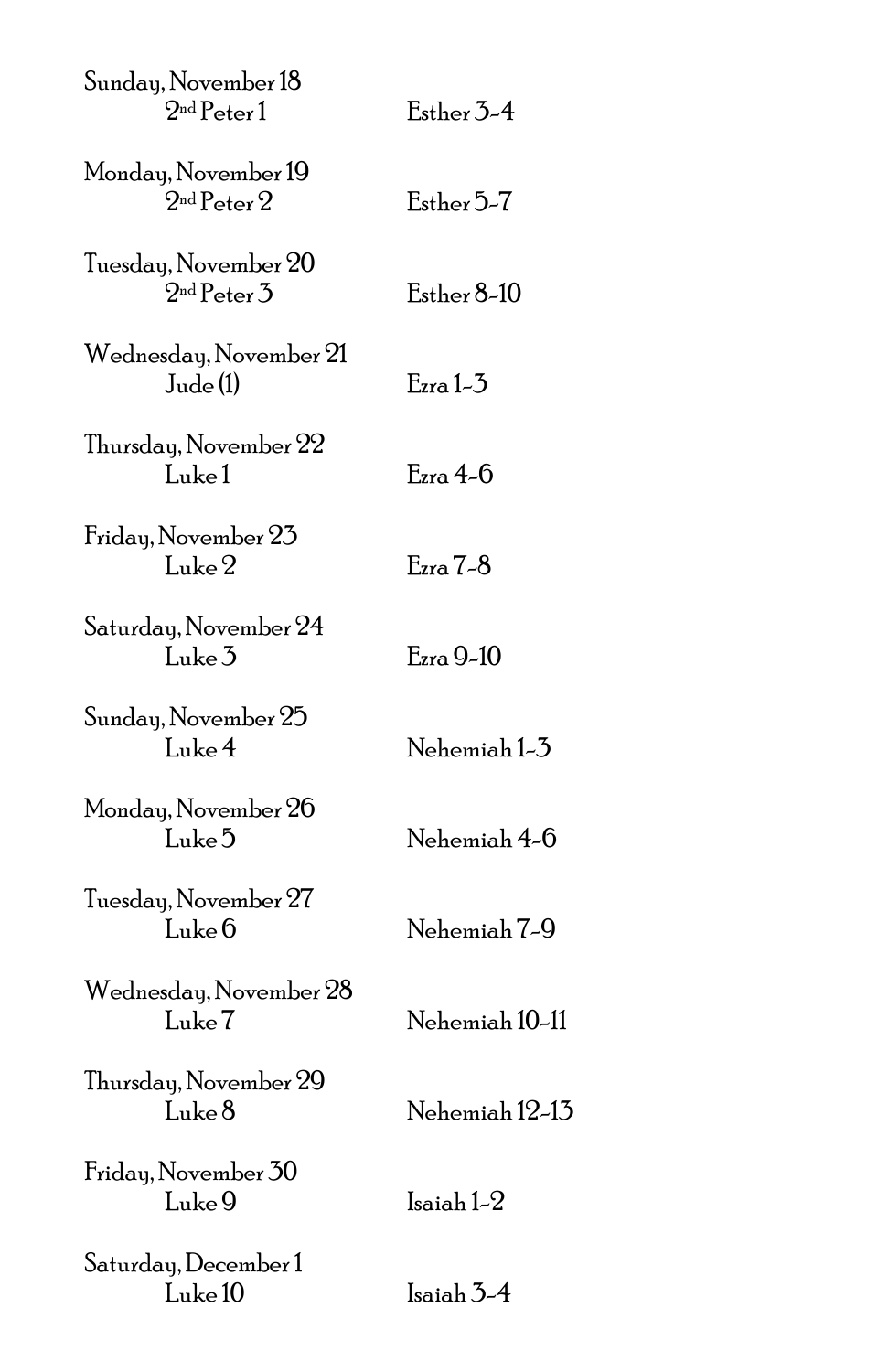Sunday, November 18

2nd Peter 1 Esther 3-4

Monday, November 19

2nd Peter 2 Esther 5-7

Tuesday, November 20

2nd Peter 3 Esther 8-10

Wednesday, November 21

Jude (1) Ezra 1-3

Thursday, November 22

Luke 1 Ezra 4-6

Friday, November 23

Luke 2 Ezra 7-8

Saturday, November 24

Luke 3 Ezra 9-10

Sunday, November 25

Luke 4 Nehemiah 1-3

Monday, November 26

Luke 5 Nehemiah 4-6

Tuesday, November 27

Luke 6 Nehemiah 7-9

Wednesday, November 28

Luke 7 Nehemiah 10-11

Thursday, November 29

Luke 8 Nehemiah 12-13

Friday, November 30

Luke 9 Isaiah 1-2

Saturday, December 1

Luke 10 Isaiah 3-4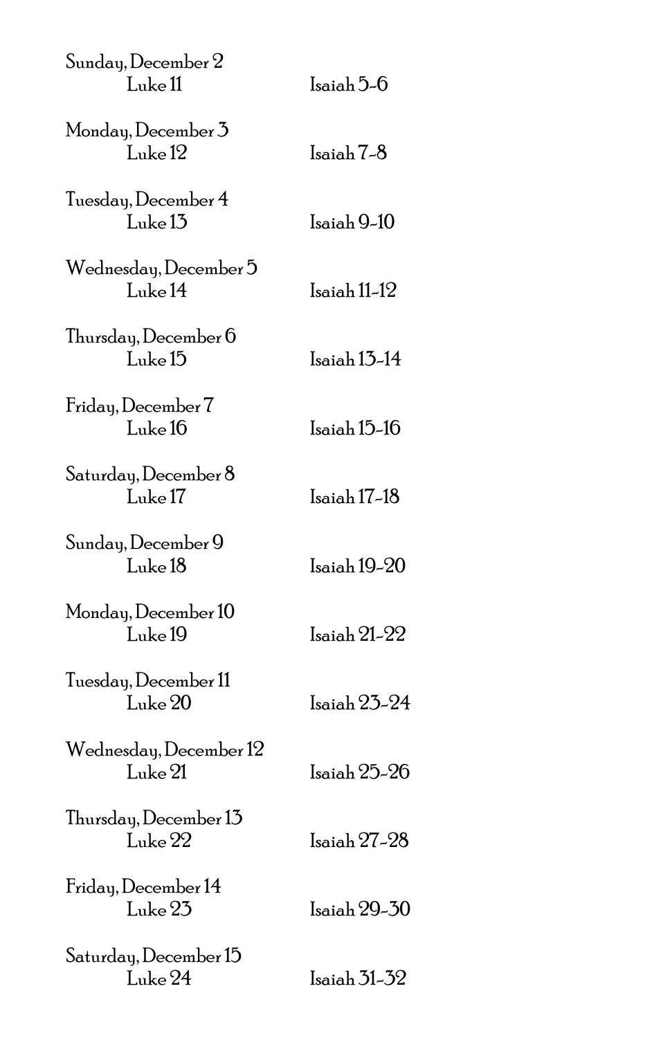Sunday, December 2
Luke 11 Isaiah 5-6

Monday, December 3
Luke 12 Isaiah 7-8

Tuesday, December 4
Luke 13 Isaiah 9-10

Wednesday, December 5
Luke 14 Isaiah 11-12

Thursday, December 6
Luke 15 Isaiah 13-14

Friday, December 7
Luke 16 Isaiah 15-16

Saturday, December 8
Luke 17 Isaiah 17-18

Sunday, December 9
Luke 18 Isaiah 19-20

Monday, December 10
Luke 19 Isaiah 21-22

Tuesday, December 11
Luke 20 Isaiah 23-24

Wednesday, December 12
Luke 21 Isaiah 25-26

Thursday, December 13
Luke 22 Isaiah 27-28

Friday, December 14
Luke 23 Isaiah 29-30

Saturday, December 15
Luke 24 Isaiah 31-32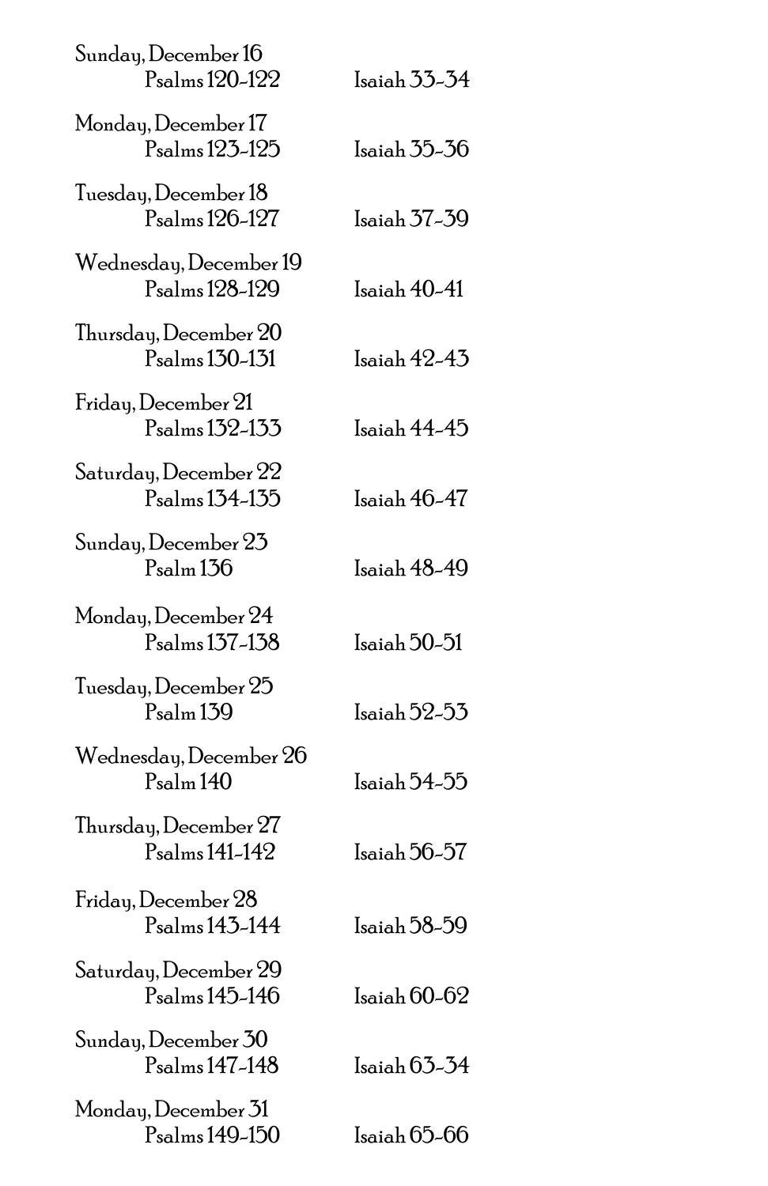Sunday, December 16
Psalms 120-122 Isaiah 33-34

Monday, December 17
Psalms 123-125 Isaiah 35-36

Tuesday, December 18
Psalms 126-127 Isaiah 37-39

Wednesday, December 19
Psalms 128-129 Isaiah 40-41

Thursday, December 20
Psalms 130-131 Isaiah 42-43

Friday, December 21
Psalms 132-133 Isaiah 44-45

Saturday, December 22
Psalms 134-135 Isaiah 46-47

Sunday, December 23
Psalm 136 Isaiah 48-49

Monday, December 24
Psalms 137-138 Isaiah 50-51

Tuesday, December 25
Psalm 139 Isaiah 52-53

Wednesday, December 26
Psalm 140 Isaiah 54-55

Thursday, December 27
Psalms 141-142 Isaiah 56-57

Friday, December 28
Psalms 143-144 Isaiah 58-59

Saturday, December 29
Psalms 145-146 Isaiah 60-62

Sunday, December 30
Psalms 147-148 Isaiah 63-34

Monday, December 31
Psalms 149-150 Isaiah 65-66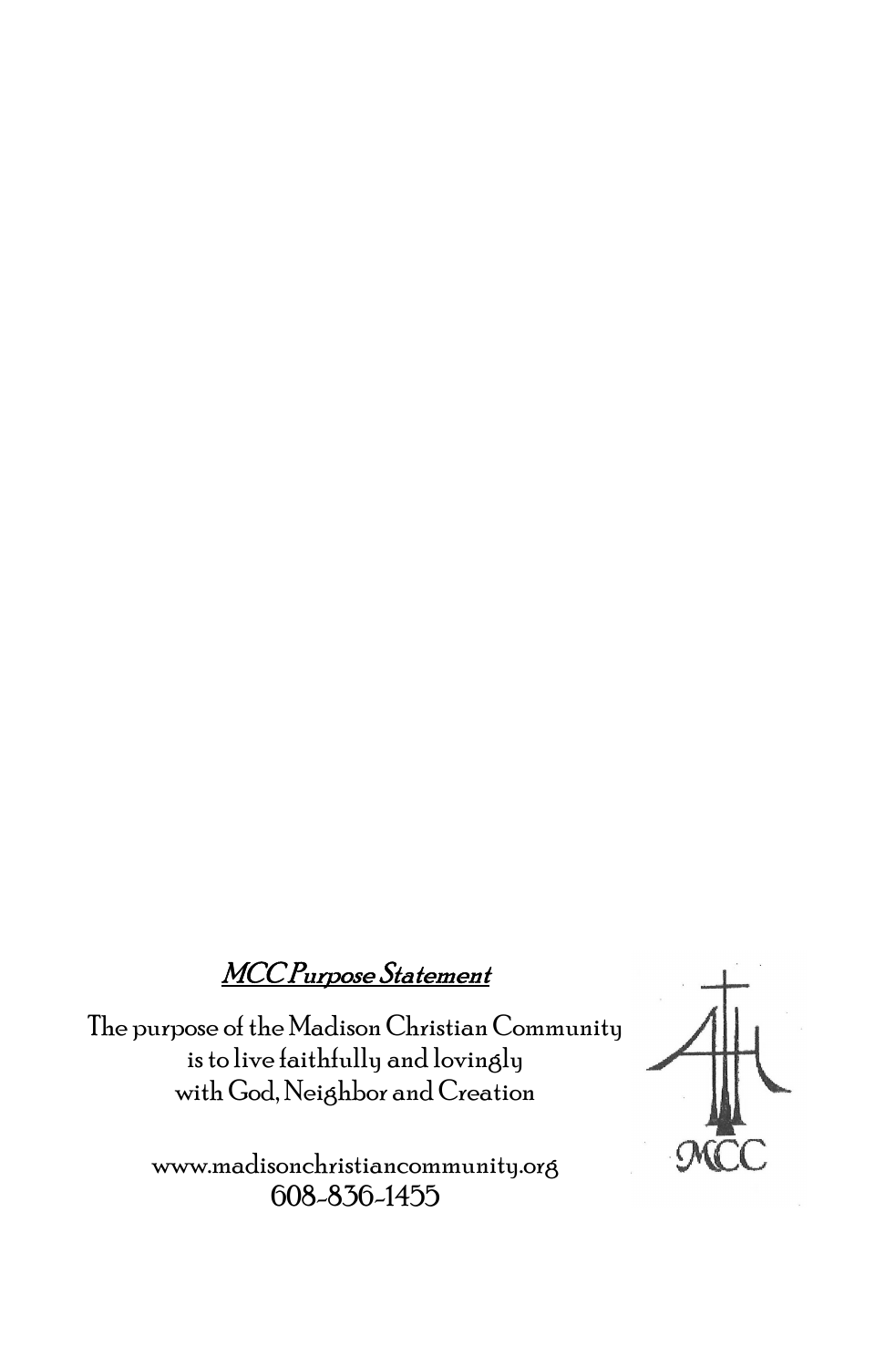***MCC Purpose Statement***

The purpose of the Madison Christian Community
is to live faithfully and lovingly
with God, Neighbor and Creation

www.madisonchristiancommunity.org
608-836-1455